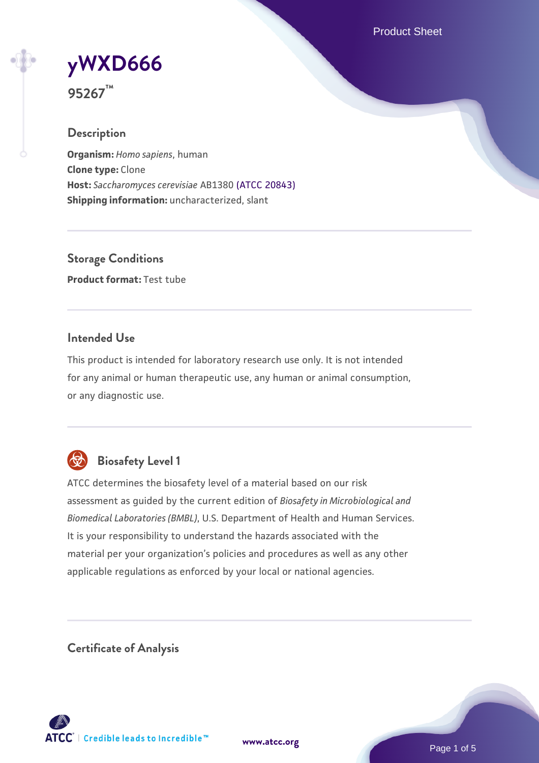# yWXD666

**95267™**

## Description

**Organism:** *Homo sapiens*, human
**Clone type:** Clone
**Host:** *Saccharomyces cerevisiae* AB1380 (ATCC 20843)
**Shipping information:** uncharacterized, slant

## Storage Conditions

**Product format:** Test tube

## Intended Use

This product is intended for laboratory research use only. It is not intended for any animal or human therapeutic use, any human or animal consumption, or any diagnostic use.

## Biosafety Level 1

ATCC determines the biosafety level of a material based on our risk assessment as guided by the current edition of *Biosafety in Microbiological and Biomedical Laboratories (BMBL)*, U.S. Department of Health and Human Services. It is your responsibility to understand the hazards associated with the material per your organization's policies and procedures as well as any other applicable regulations as enforced by your local or national agencies.

## Certificate of Analysis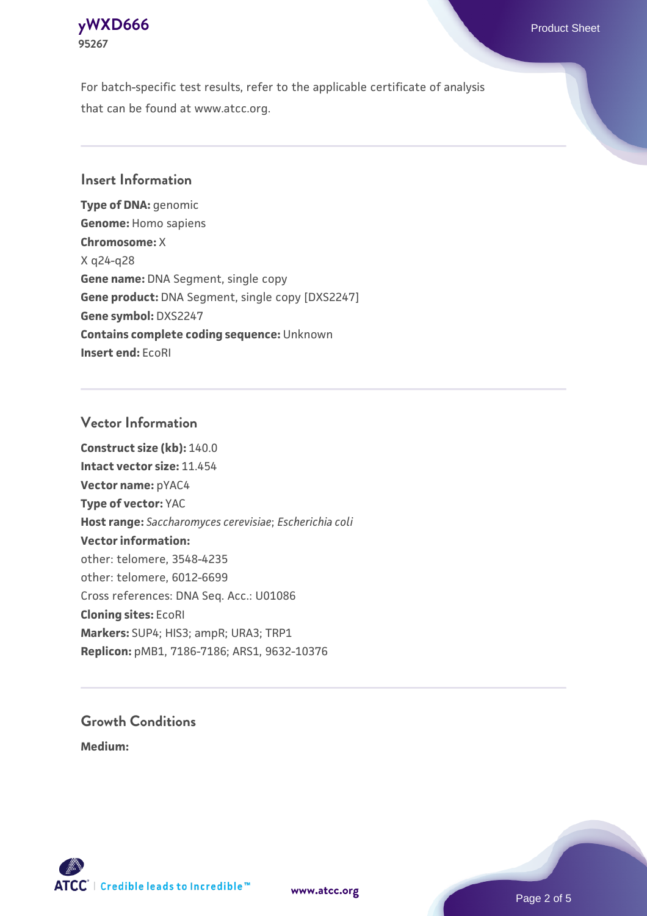For batch-specific test results, refer to the applicable certificate of analysis that can be found at www.atcc.org.

## Insert Information

**Type of DNA:** genomic
**Genome:** Homo sapiens
**Chromosome:** X
X q24-q28
**Gene name:** DNA Segment, single copy
**Gene product:** DNA Segment, single copy [DXS2247]
**Gene symbol:** DXS2247
**Contains complete coding sequence:** Unknown
**Insert end:** EcoRI

## Vector Information

**Construct size (kb):** 140.0
**Intact vector size:** 11.454
**Vector name:** pYAC4
**Type of vector:** YAC
**Host range:** *Saccharomyces cerevisiae*; *Escherichia coli*
**Vector information:**
other: telomere, 3548-4235
other: telomere, 6012-6699
Cross references: DNA Seq. Acc.: U01086
**Cloning sites:** EcoRI
**Markers:** SUP4; HIS3; ampR; URA3; TRP1
**Replicon:** pMB1, 7186-7186; ARS1, 9632-10376

## Growth Conditions

**Medium:**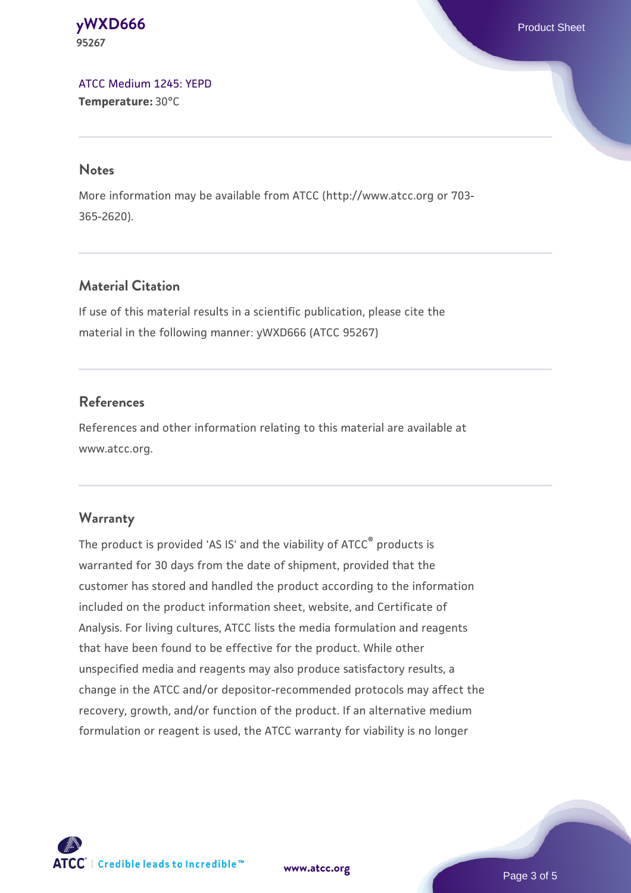ATCC Medium 1245: YEPD
**Temperature:** 30°C

## Notes

More information may be available from ATCC (http://www.atcc.org or 703-365-2620).

## Material Citation

If use of this material results in a scientific publication, please cite the material in the following manner: yWXD666 (ATCC 95267)

## References

References and other information relating to this material are available at www.atcc.org.

## Warranty

The product is provided 'AS IS' and the viability of ATCC® products is warranted for 30 days from the date of shipment, provided that the customer has stored and handled the product according to the information included on the product information sheet, website, and Certificate of Analysis. For living cultures, ATCC lists the media formulation and reagents that have been found to be effective for the product. While other unspecified media and reagents may also produce satisfactory results, a change in the ATCC and/or depositor-recommended protocols may affect the recovery, growth, and/or function of the product. If an alternative medium formulation or reagent is used, the ATCC warranty for viability is no longer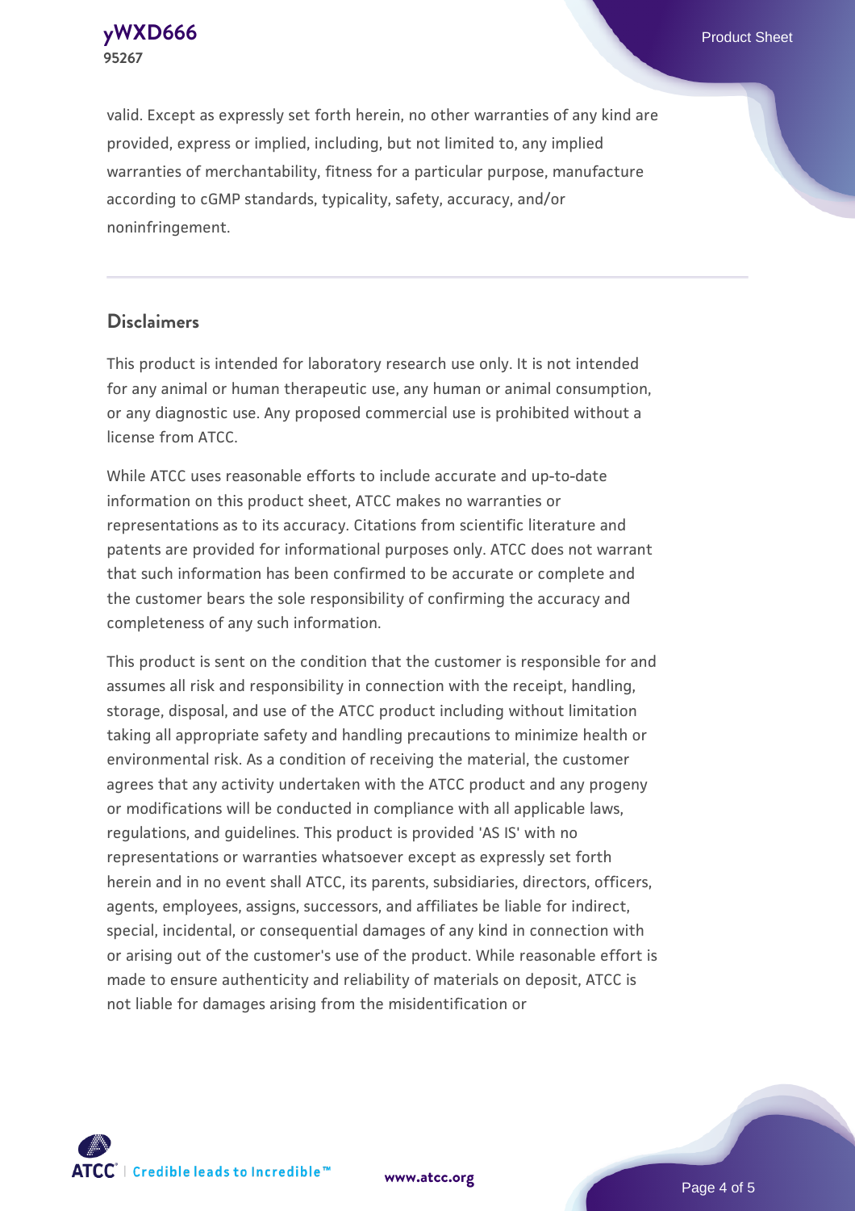valid. Except as expressly set forth herein, no other warranties of any kind are provided, express or implied, including, but not limited to, any implied warranties of merchantability, fitness for a particular purpose, manufacture according to cGMP standards, typicality, safety, accuracy, and/or noninfringement.

## Disclaimers

This product is intended for laboratory research use only. It is not intended for any animal or human therapeutic use, any human or animal consumption, or any diagnostic use. Any proposed commercial use is prohibited without a license from ATCC.

While ATCC uses reasonable efforts to include accurate and up-to-date information on this product sheet, ATCC makes no warranties or representations as to its accuracy. Citations from scientific literature and patents are provided for informational purposes only. ATCC does not warrant that such information has been confirmed to be accurate or complete and the customer bears the sole responsibility of confirming the accuracy and completeness of any such information.

This product is sent on the condition that the customer is responsible for and assumes all risk and responsibility in connection with the receipt, handling, storage, disposal, and use of the ATCC product including without limitation taking all appropriate safety and handling precautions to minimize health or environmental risk. As a condition of receiving the material, the customer agrees that any activity undertaken with the ATCC product and any progeny or modifications will be conducted in compliance with all applicable laws, regulations, and guidelines. This product is provided 'AS IS' with no representations or warranties whatsoever except as expressly set forth herein and in no event shall ATCC, its parents, subsidiaries, directors, officers, agents, employees, assigns, successors, and affiliates be liable for indirect, special, incidental, or consequential damages of any kind in connection with or arising out of the customer's use of the product. While reasonable effort is made to ensure authenticity and reliability of materials on deposit, ATCC is not liable for damages arising from the misidentification or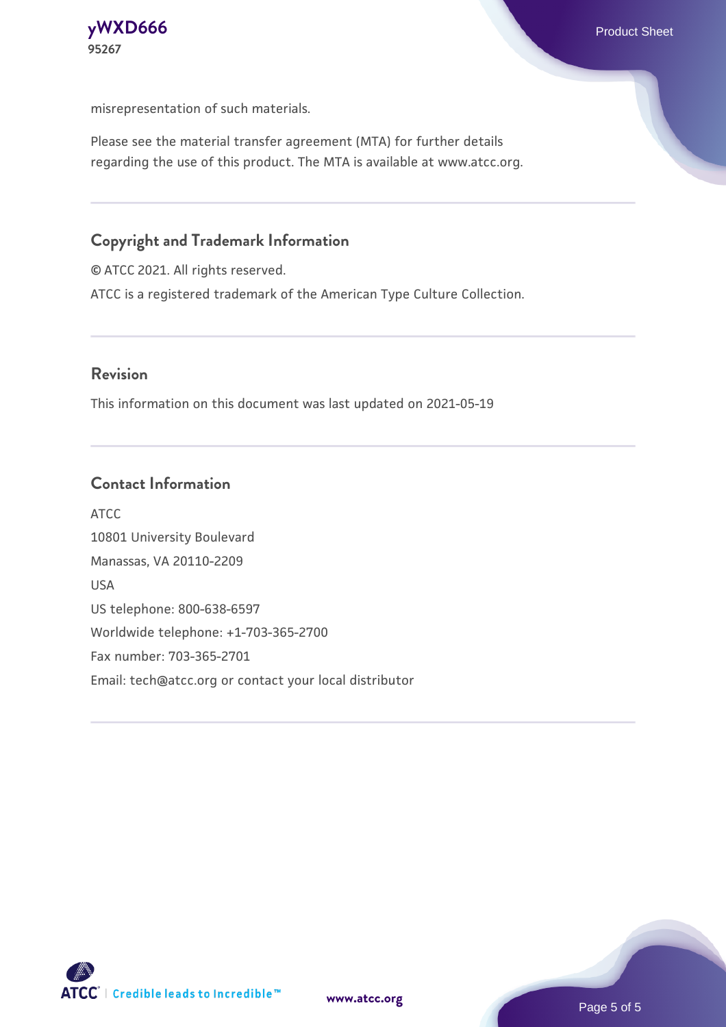misrepresentation of such materials.

Please see the material transfer agreement (MTA) for further details regarding the use of this product. The MTA is available at www.atcc.org.

## Copyright and Trademark Information

© ATCC 2021. All rights reserved.

ATCC is a registered trademark of the American Type Culture Collection.

## Revision

This information on this document was last updated on 2021-05-19

## Contact Information

ATCC
10801 University Boulevard
Manassas, VA 20110-2209
USA
US telephone: 800-638-6597
Worldwide telephone: +1-703-365-2700
Fax number: 703-365-2701
Email: tech@atcc.org or contact your local distributor